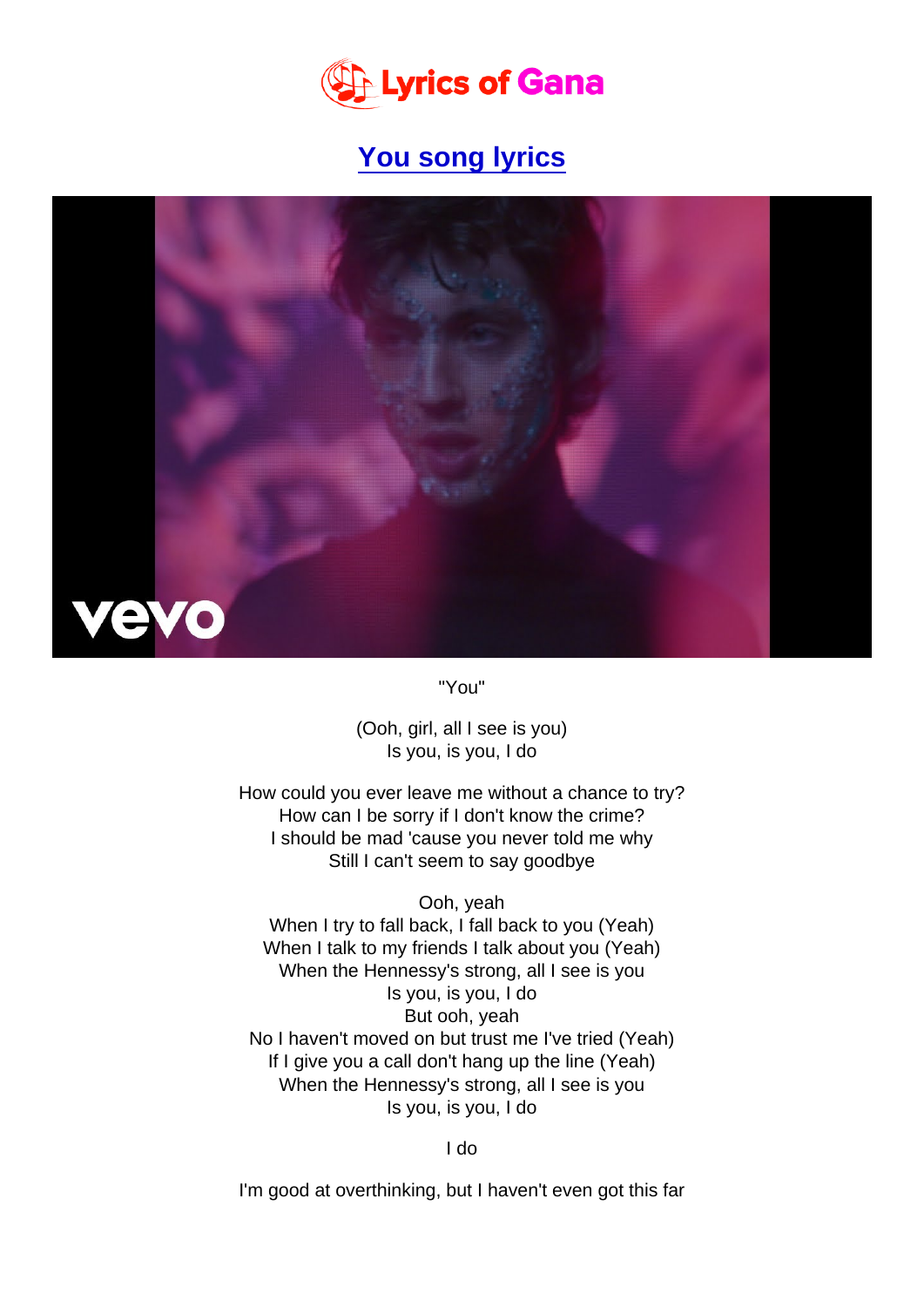# Lyrics of Gana

## You song lyrics

"You"

(Ooh, girl, all I see is you)
Is you, is you, I do

How could you ever leave me without a chance to try?
How can I be sorry if I don't know the crime?
I should be mad 'cause you never told me why
Still I can't seem to say goodbye

Ooh, yeah
When I try to fall back, I fall back to you (Yeah)
When I talk to my friends I talk about you (Yeah)
When the Hennessy's strong, all I see is you
Is you, is you, I do
But ooh, yeah
No I haven't moved on but trust me I've tried (Yeah)
If I give you a call don't hang up the line (Yeah)
When the Hennessy's strong, all I see is you
Is you, is you, I do

I do

I'm good at overthinking, but I haven't even got this far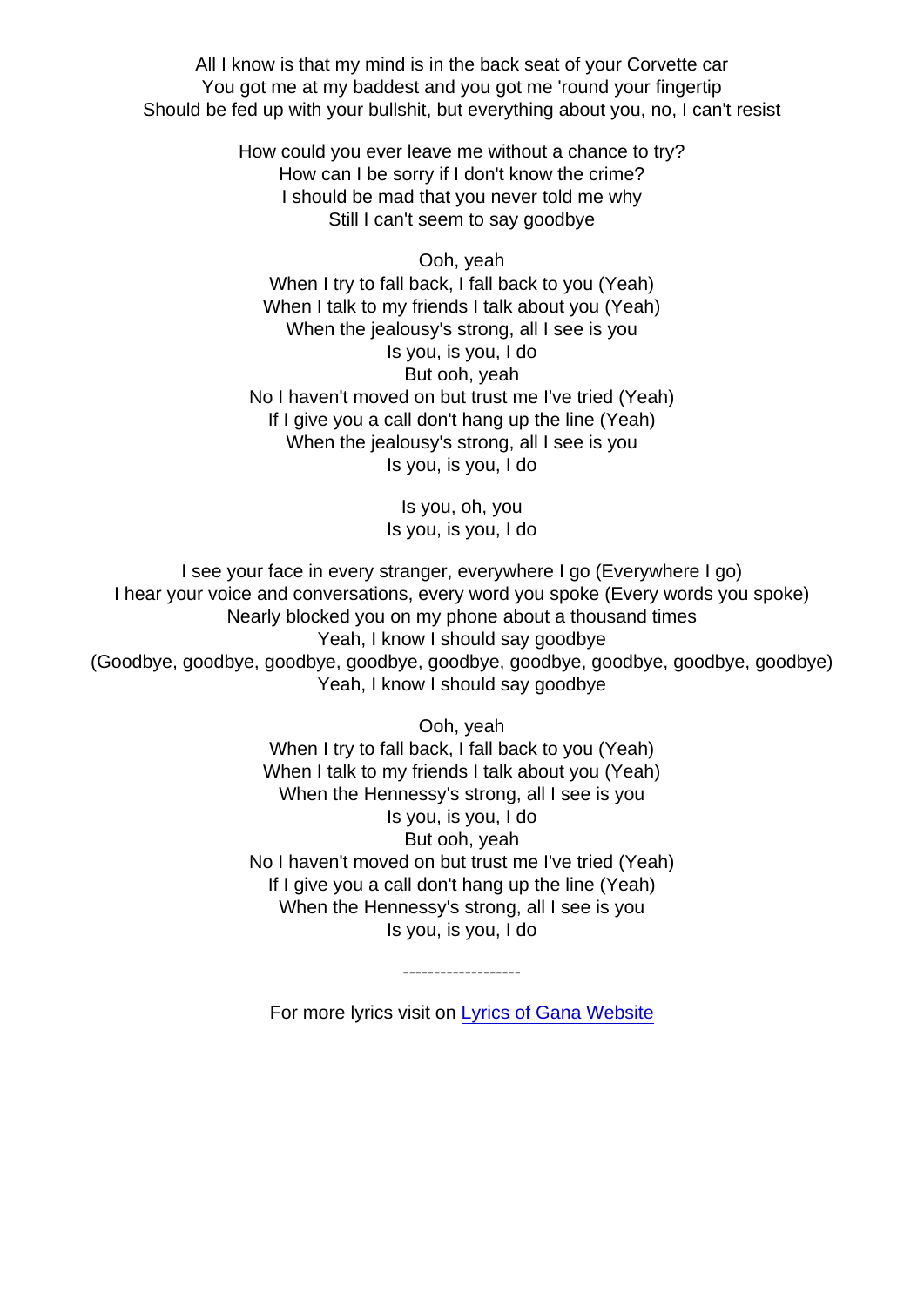All I know is that my mind is in the back seat of your Corvette car
You got me at my baddest and you got me 'round your fingertip
Should be fed up with your bullshit, but everything about you, no, I can't resist

How could you ever leave me without a chance to try?
How can I be sorry if I don't know the crime?
I should be mad that you never told me why
Still I can't seem to say goodbye

Ooh, yeah
When I try to fall back, I fall back to you (Yeah)
When I talk to my friends I talk about you (Yeah)
When the jealousy's strong, all I see is you
Is you, is you, I do
But ooh, yeah
No I haven't moved on but trust me I've tried (Yeah)
If I give you a call don't hang up the line (Yeah)
When the jealousy's strong, all I see is you
Is you, is you, I do

Is you, oh, you
Is you, is you, I do

I see your face in every stranger, everywhere I go (Everywhere I go)
I hear your voice and conversations, every word you spoke (Every words you spoke)
Nearly blocked you on my phone about a thousand times
Yeah, I know I should say goodbye
(Goodbye, goodbye, goodbye, goodbye, goodbye, goodbye, goodbye, goodbye, goodbye)
Yeah, I know I should say goodbye

Ooh, yeah
When I try to fall back, I fall back to you (Yeah)
When I talk to my friends I talk about you (Yeah)
When the Hennessy's strong, all I see is you
Is you, is you, I do
But ooh, yeah
No I haven't moved on but trust me I've tried (Yeah)
If I give you a call don't hang up the line (Yeah)
When the Hennessy's strong, all I see is you
Is you, is you, I do

-------------------

For more lyrics visit on [Lyrics of Gana Website]